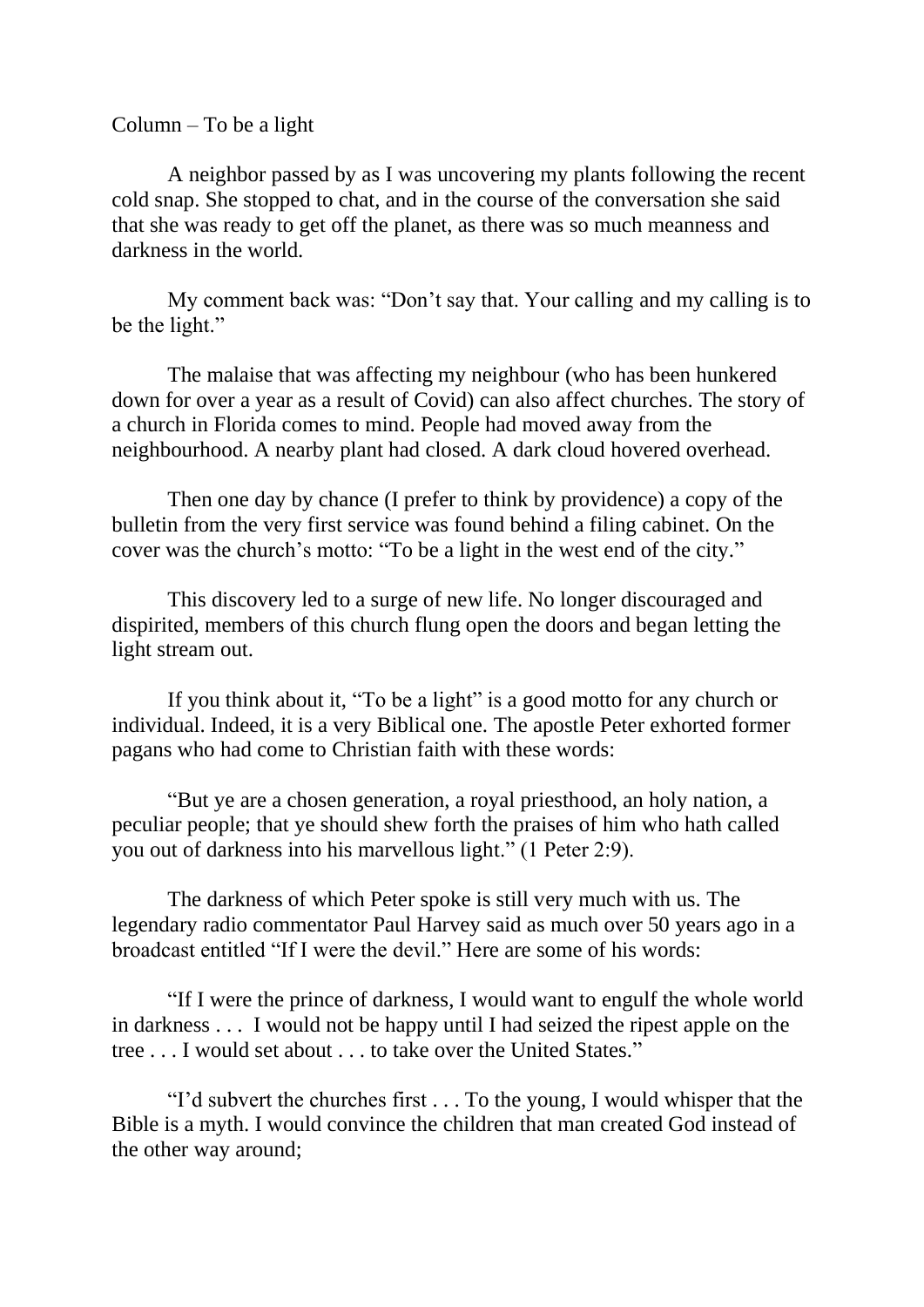Column – To be a light

A neighbor passed by as I was uncovering my plants following the recent cold snap. She stopped to chat, and in the course of the conversation she said that she was ready to get off the planet, as there was so much meanness and darkness in the world.

My comment back was: "Don't say that. Your calling and my calling is to be the light."

The malaise that was affecting my neighbour (who has been hunkered down for over a year as a result of Covid) can also affect churches. The story of a church in Florida comes to mind. People had moved away from the neighbourhood. A nearby plant had closed. A dark cloud hovered overhead.

Then one day by chance (I prefer to think by providence) a copy of the bulletin from the very first service was found behind a filing cabinet. On the cover was the church's motto: "To be a light in the west end of the city."

This discovery led to a surge of new life. No longer discouraged and dispirited, members of this church flung open the doors and began letting the light stream out.

If you think about it, "To be a light" is a good motto for any church or individual. Indeed, it is a very Biblical one. The apostle Peter exhorted former pagans who had come to Christian faith with these words:

"But ye are a chosen generation, a royal priesthood, an holy nation, a peculiar people; that ye should shew forth the praises of him who hath called you out of darkness into his marvellous light." (1 Peter 2:9).

The darkness of which Peter spoke is still very much with us. The legendary radio commentator Paul Harvey said as much over 50 years ago in a broadcast entitled "If I were the devil." Here are some of his words:

"If I were the prince of darkness, I would want to engulf the whole world in darkness . . . I would not be happy until I had seized the ripest apple on the tree . . . I would set about . . . to take over the United States."

"I'd subvert the churches first . . . To the young, I would whisper that the Bible is a myth. I would convince the children that man created God instead of the other way around;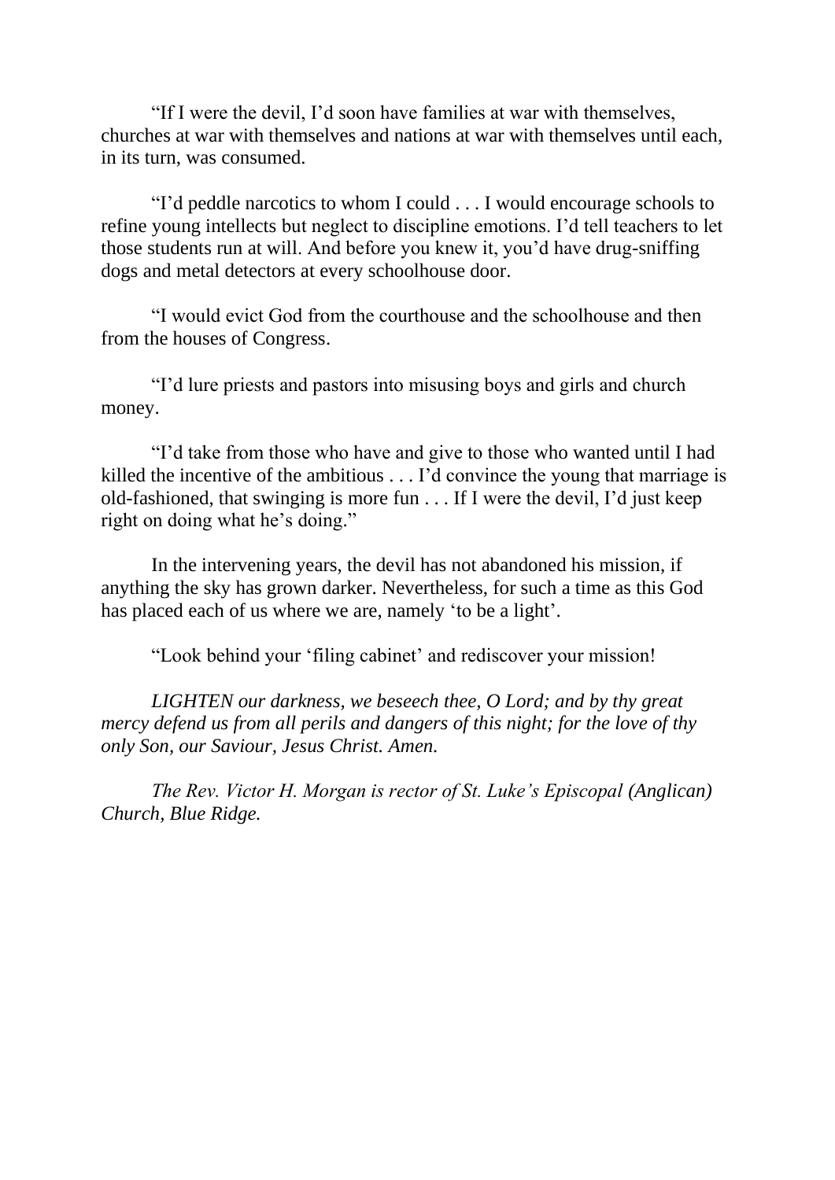"If I were the devil, I'd soon have families at war with themselves, churches at war with themselves and nations at war with themselves until each, in its turn, was consumed.

"I'd peddle narcotics to whom I could . . . I would encourage schools to refine young intellects but neglect to discipline emotions. I'd tell teachers to let those students run at will. And before you knew it, you'd have drug-sniffing dogs and metal detectors at every schoolhouse door.

"I would evict God from the courthouse and the schoolhouse and then from the houses of Congress.

"I'd lure priests and pastors into misusing boys and girls and church money.

"I'd take from those who have and give to those who wanted until I had killed the incentive of the ambitious . . . I'd convince the young that marriage is old-fashioned, that swinging is more fun . . . If I were the devil, I'd just keep right on doing what he's doing."

In the intervening years, the devil has not abandoned his mission, if anything the sky has grown darker. Nevertheless, for such a time as this God has placed each of us where we are, namely 'to be a light'.

"Look behind your 'filing cabinet' and rediscover your mission!

*LIGHTEN our darkness, we beseech thee, O Lord; and by thy great mercy defend us from all perils and dangers of this night; for the love of thy only Son, our Saviour, Jesus Christ. Amen.*

*The Rev. Victor H. Morgan is rector of St. Luke's Episcopal (Anglican) Church, Blue Ridge.*